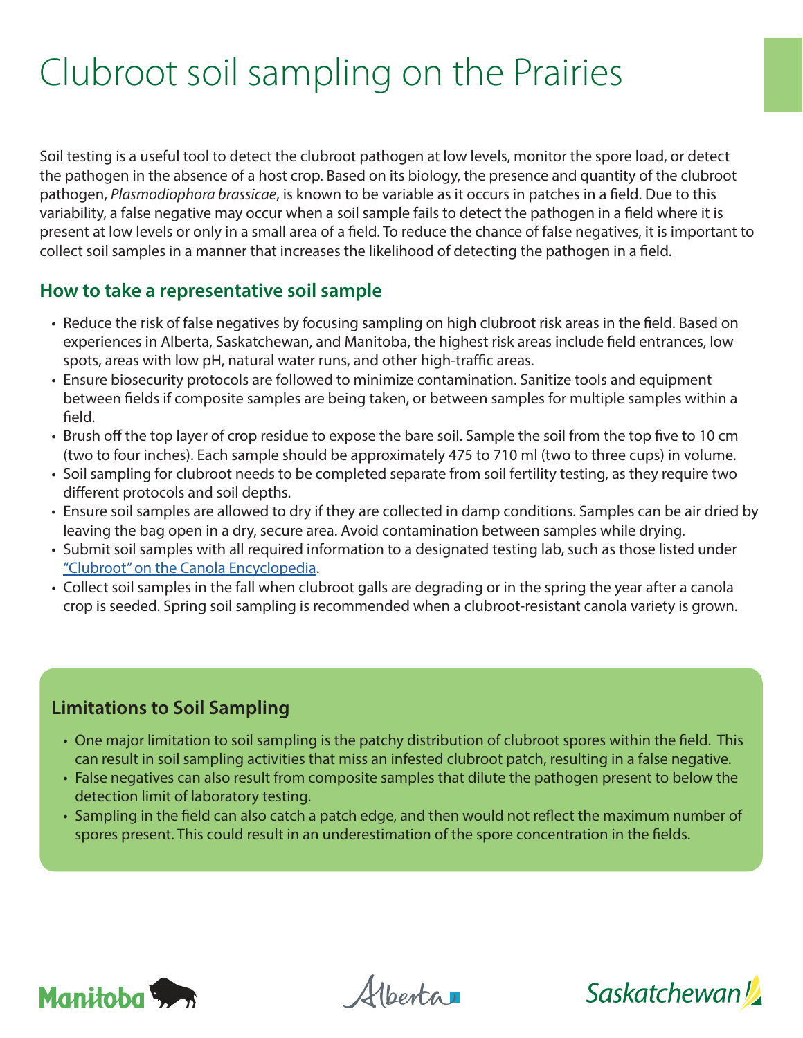# Clubroot soil sampling on the Prairies

Soil testing is a useful tool to detect the clubroot pathogen at low levels, monitor the spore load, or detect the pathogen in the absence of a host crop. Based on its biology, the presence and quantity of the clubroot pathogen, *Plasmodiophora brassicae*, is known to be variable as it occurs in patches in a field. Due to this variability, a false negative may occur when a soil sample fails to detect the pathogen in a field where it is present at low levels or only in a small area of a field. To reduce the chance of false negatives, it is important to collect soil samples in a manner that increases the likelihood of detecting the pathogen in a field.

## How to take a representative soil sample

- Reduce the risk of false negatives by focusing sampling on high clubroot risk areas in the field. Based on experiences in Alberta, Saskatchewan, and Manitoba, the highest risk areas include field entrances, low spots, areas with low pH, natural water runs, and other high-traffic areas.
- Ensure biosecurity protocols are followed to minimize contamination. Sanitize tools and equipment between fields if composite samples are being taken, or between samples for multiple samples within a field.
- Brush off the top layer of crop residue to expose the bare soil. Sample the soil from the top five to 10 cm (two to four inches). Each sample should be approximately 475 to 710 ml (two to three cups) in volume.
- Soil sampling for clubroot needs to be completed separate from soil fertility testing, as they require two different protocols and soil depths.
- Ensure soil samples are allowed to dry if they are collected in damp conditions. Samples can be air dried by leaving the bag open in a dry, secure area. Avoid contamination between samples while drying.
- Submit soil samples with all required information to a designated testing lab, such as those listed under "Clubroot" on the Canola Encyclopedia.
- Collect soil samples in the fall when clubroot galls are degrading or in the spring the year after a canola crop is seeded. Spring soil sampling is recommended when a clubroot-resistant canola variety is grown.

### Limitations to Soil Sampling

- One major limitation to soil sampling is the patchy distribution of clubroot spores within the field. This can result in soil sampling activities that miss an infested clubroot patch, resulting in a false negative.
- False negatives can also result from composite samples that dilute the pathogen present to below the detection limit of laboratory testing.
- Sampling in the field can also catch a patch edge, and then would not reflect the maximum number of spores present. This could result in an underestimation of the spore concentration in the fields.

Manitoba Alberta Saskatchewan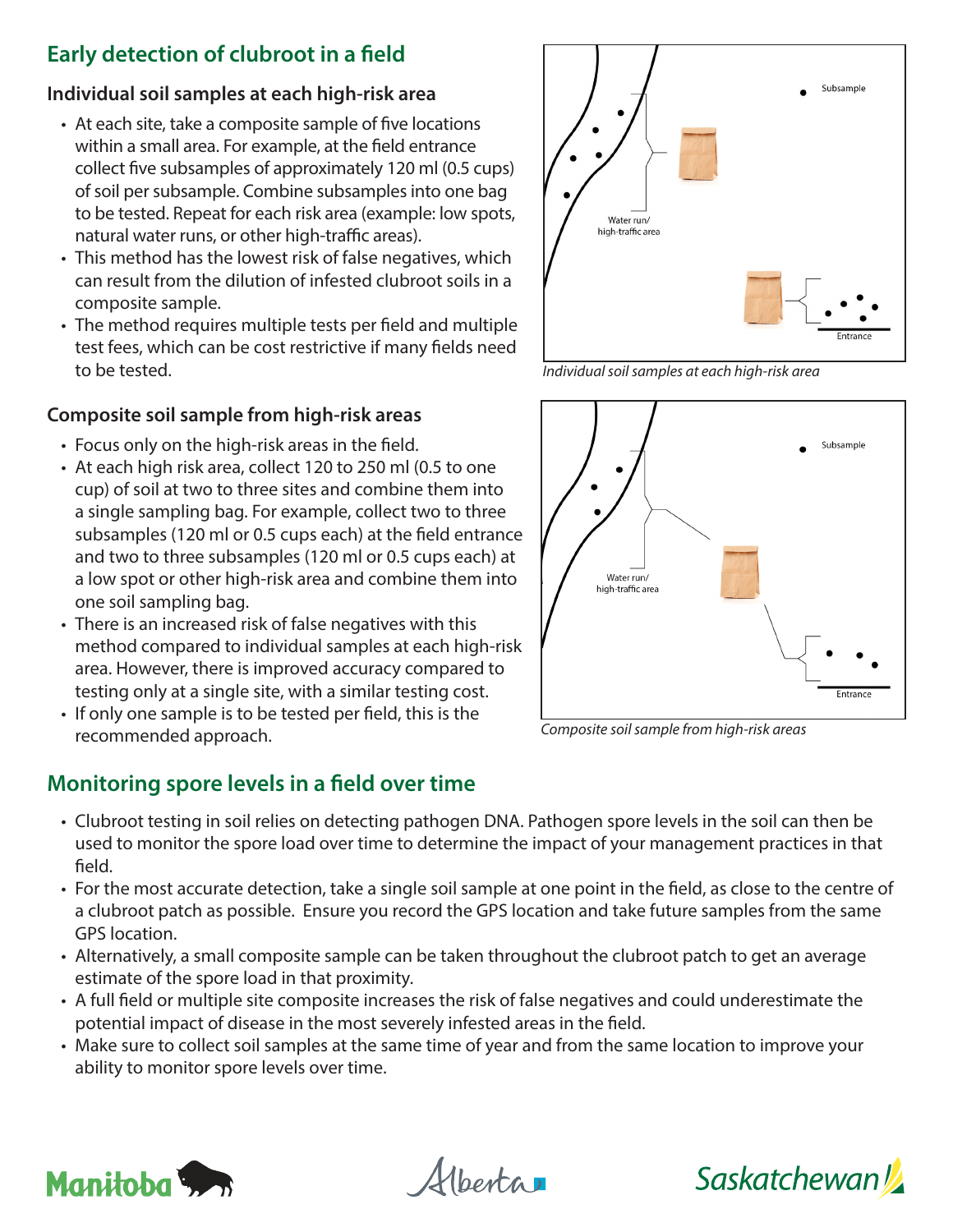## Early detection of clubroot in a field

### Individual soil samples at each high-risk area

- At each site, take a composite sample of five locations within a small area. For example, at the field entrance collect five subsamples of approximately 120 ml (0.5 cups) of soil per subsample. Combine subsamples into one bag to be tested. Repeat for each risk area (example: low spots, natural water runs, or other high-traffic areas).
- This method has the lowest risk of false negatives, which can result from the dilution of infested clubroot soils in a composite sample.
- The method requires multiple tests per field and multiple test fees, which can be cost restrictive if many fields need to be tested.

Subsample

Water run/
high-traffic area

Entrance

*Individual soil samples at each high-risk area*

### Composite soil sample from high-risk areas

- Focus only on the high-risk areas in the field.
- At each high risk area, collect 120 to 250 ml (0.5 to one cup) of soil at two to three sites and combine them into a single sampling bag. For example, collect two to three subsamples (120 ml or 0.5 cups each) at the field entrance and two to three subsamples (120 ml or 0.5 cups each) at a low spot or other high-risk area and combine them into one soil sampling bag.
- There is an increased risk of false negatives with this method compared to individual samples at each high-risk area. However, there is improved accuracy compared to testing only at a single site, with a similar testing cost.
- If only one sample is to be tested per field, this is the recommended approach.

Subsample

Water run/
high-traffic area

Entrance

*Composite soil sample from high-risk areas*

## Monitoring spore levels in a field over time

- Clubroot testing in soil relies on detecting pathogen DNA. Pathogen spore levels in the soil can then be used to monitor the spore load over time to determine the impact of your management practices in that field.
- For the most accurate detection, take a single soil sample at one point in the field, as close to the centre of a clubroot patch as possible. Ensure you record the GPS location and take future samples from the same GPS location.
- Alternatively, a small composite sample can be taken throughout the clubroot patch to get an average estimate of the spore load in that proximity.
- A full field or multiple site composite increases the risk of false negatives and could underestimate the potential impact of disease in the most severely infested areas in the field.
- Make sure to collect soil samples at the same time of year and from the same location to improve your ability to monitor spore levels over time.

Manitoba Alberta Saskatchewan